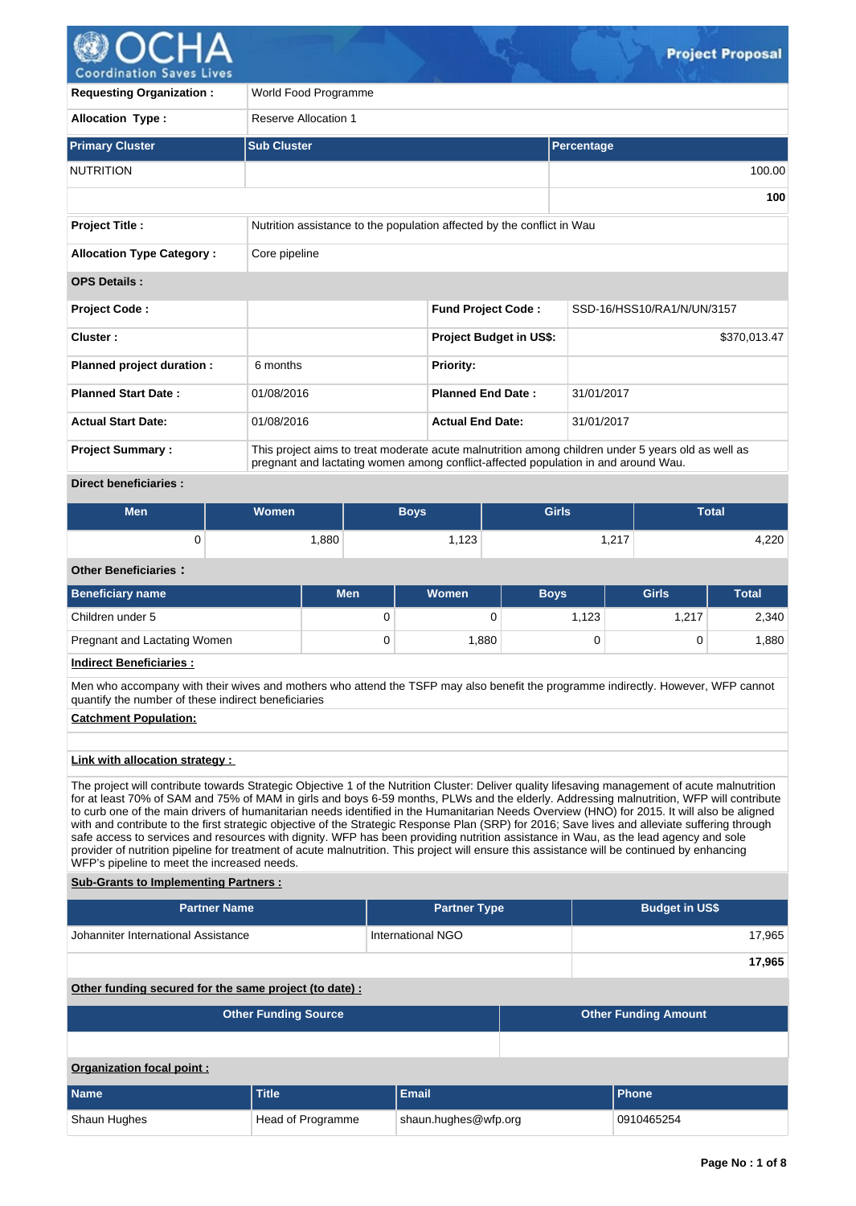# Project Proposal

| | |
|---|---|
| **Requesting Organization :** | World Food Programme |
| **Allocation Type :** | Reserve Allocation 1 |

| Primary Cluster | Sub Cluster | Percentage |
|---|---|---|
| NUTRITION | | 100.00 |
| | | **100** |

| | |
|---|---|
| **Project Title :** | Nutrition assistance to the population affected by the conflict in Wau |
| **Allocation Type Category :** | Core pipeline |

**OPS Details :**

| | | | |
|---|---|---|---|
| **Project Code :** | | **Fund Project Code :** | SSD-16/HSS10/RA1/N/UN/3157 |
| **Cluster :** | | **Project Budget in US$:** | $370,013.47 |
| **Planned project duration :** | 6 months | **Priority:** | |
| **Planned Start Date :** | 01/08/2016 | **Planned End Date :** | 31/01/2017 |
| **Actual Start Date:** | 01/08/2016 | **Actual End Date:** | 31/01/2017 |

**Project Summary :** This project aims to treat moderate acute malnutrition among children under 5 years old as well as pregnant and lactating women among conflict-affected population in and around Wau.

**Direct beneficiaries :**

| Men | Women | Boys | Girls | Total |
|---|---|---|---|---|
| 0 | 1,880 | 1,123 | 1,217 | 4,220 |

**Other Beneficiaries :**

| Beneficiary name | Men | Women | Boys | Girls | Total |
|---|---|---|---|---|---|
| Children under 5 | 0 | 0 | 1,123 | 1,217 | 2,340 |
| Pregnant and Lactating Women | 0 | 1,880 | 0 | 0 | 1,880 |

**Indirect Beneficiaries :**

Men who accompany with their wives and mothers who attend the TSFP may also benefit the programme indirectly. However, WFP cannot quantify the number of these indirect beneficiaries

**Catchment Population:**

**Link with allocation strategy :**

The project will contribute towards Strategic Objective 1 of the Nutrition Cluster: Deliver quality lifesaving management of acute malnutrition for at least 70% of SAM and 75% of MAM in girls and boys 6-59 months, PLWs and the elderly. Addressing malnutrition, WFP will contribute to curb one of the main drivers of humanitarian needs identified in the Humanitarian Needs Overview (HNO) for 2015. It will also be aligned with and contribute to the first strategic objective of the Strategic Response Plan (SRP) for 2016; Save lives and alleviate suffering through safe access to services and resources with dignity. WFP has been providing nutrition assistance in Wau, as the lead agency and sole provider of nutrition pipeline for treatment of acute malnutrition. This project will ensure this assistance will be continued by enhancing WFP's pipeline to meet the increased needs.

**Sub-Grants to Implementing Partners :**

| Partner Name | Partner Type | Budget in US$ |
|---|---|---|
| Johanniter International Assistance | International NGO | 17,965 |
| | | **17,965** |

**Other funding secured for the same project (to date) :**

| Other Funding Source | Other Funding Amount |
|---|---|
| | |

**Organization focal point :**

| Name | Title | Email | Phone |
|---|---|---|---|
| Shaun Hughes | Head of Programme | shaun.hughes@wfp.org | 0910465254 |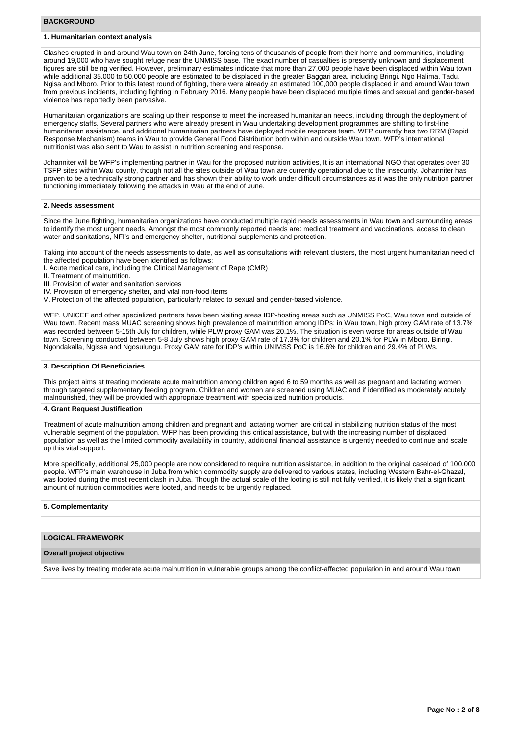## BACKGROUND

### 1. Humanitarian context analysis

Clashes erupted in and around Wau town on 24th June, forcing tens of thousands of people from their home and communities, including around 19,000 who have sought refuge near the UNMISS base. The exact number of casualties is presently unknown and displacement figures are still being verified. However, preliminary estimates indicate that more than 27,000 people have been displaced within Wau town, while additional 35,000 to 50,000 people are estimated to be displaced in the greater Baggari area, including Bringi, Ngo Halima, Tadu, Ngisa and Mboro. Prior to this latest round of fighting, there were already an estimated 100,000 people displaced in and around Wau town from previous incidents, including fighting in February 2016. Many people have been displaced multiple times and sexual and gender-based violence has reportedly been pervasive.

Humanitarian organizations are scaling up their response to meet the increased humanitarian needs, including through the deployment of emergency staffs. Several partners who were already present in Wau undertaking development programmes are shifting to first-line humanitarian assistance, and additional humanitarian partners have deployed mobile response team. WFP currently has two RRM (Rapid Response Mechanism) teams in Wau to provide General Food Distribution both within and outside Wau town. WFP's international nutritionist was also sent to Wau to assist in nutrition screening and response.

Johanniter will be WFP's implementing partner in Wau for the proposed nutrition activities, It is an international NGO that operates over 30 TSFP sites within Wau county, though not all the sites outside of Wau town are currently operational due to the insecurity. Johanniter has proven to be a technically strong partner and has shown their ability to work under difficult circumstances as it was the only nutrition partner functioning immediately following the attacks in Wau at the end of June.

### 2. Needs assessment

Since the June fighting, humanitarian organizations have conducted multiple rapid needs assessments in Wau town and surrounding areas to identify the most urgent needs. Amongst the most commonly reported needs are: medical treatment and vaccinations, access to clean water and sanitations, NFI's and emergency shelter, nutritional supplements and protection.

Taking into account of the needs assessments to date, as well as consultations with relevant clusters, the most urgent humanitarian need of the affected population have been identified as follows:
I. Acute medical care, including the Clinical Management of Rape (CMR)
II. Treatment of malnutrition.
III. Provision of water and sanitation services
IV. Provision of emergency shelter, and vital non-food items
V. Protection of the affected population, particularly related to sexual and gender-based violence.

WFP, UNICEF and other specialized partners have been visiting areas IDP-hosting areas such as UNMISS PoC, Wau town and outside of Wau town. Recent mass MUAC screening shows high prevalence of malnutrition among IDPs; in Wau town, high proxy GAM rate of 13.7% was recorded between 5-15th July for children, while PLW proxy GAM was 20.1%. The situation is even worse for areas outside of Wau town. Screening conducted between 5-8 July shows high proxy GAM rate of 17.3% for children and 20.1% for PLW in Mboro, Biringi, Ngondakalla, Ngissa and Ngosulungu. Proxy GAM rate for IDP's within UNIMSS PoC is 16.6% for children and 29.4% of PLWs.

### 3. Description Of Beneficiaries

This project aims at treating moderate acute malnutrition among children aged 6 to 59 months as well as pregnant and lactating women through targeted supplementary feeding program. Children and women are screened using MUAC and if identified as moderately acutely malnourished, they will be provided with appropriate treatment with specialized nutrition products.

### 4. Grant Request Justification

Treatment of acute malnutrition among children and pregnant and lactating women are critical in stabilizing nutrition status of the most vulnerable segment of the population. WFP has been providing this critical assistance, but with the increasing number of displaced population as well as the limited commodity availability in country, additional financial assistance is urgently needed to continue and scale up this vital support.

More specifically, additional 25,000 people are now considered to require nutrition assistance, in addition to the original caseload of 100,000 people. WFP's main warehouse in Juba from which commodity supply are delivered to various states, including Western Bahr-el-Ghazal, was looted during the most recent clash in Juba. Though the actual scale of the looting is still not fully verified, it is likely that a significant amount of nutrition commodities were looted, and needs to be urgently replaced.

### 5. Complementarity

## LOGICAL FRAMEWORK

### Overall project objective

Save lives by treating moderate acute malnutrition in vulnerable groups among the conflict-affected population in and around Wau town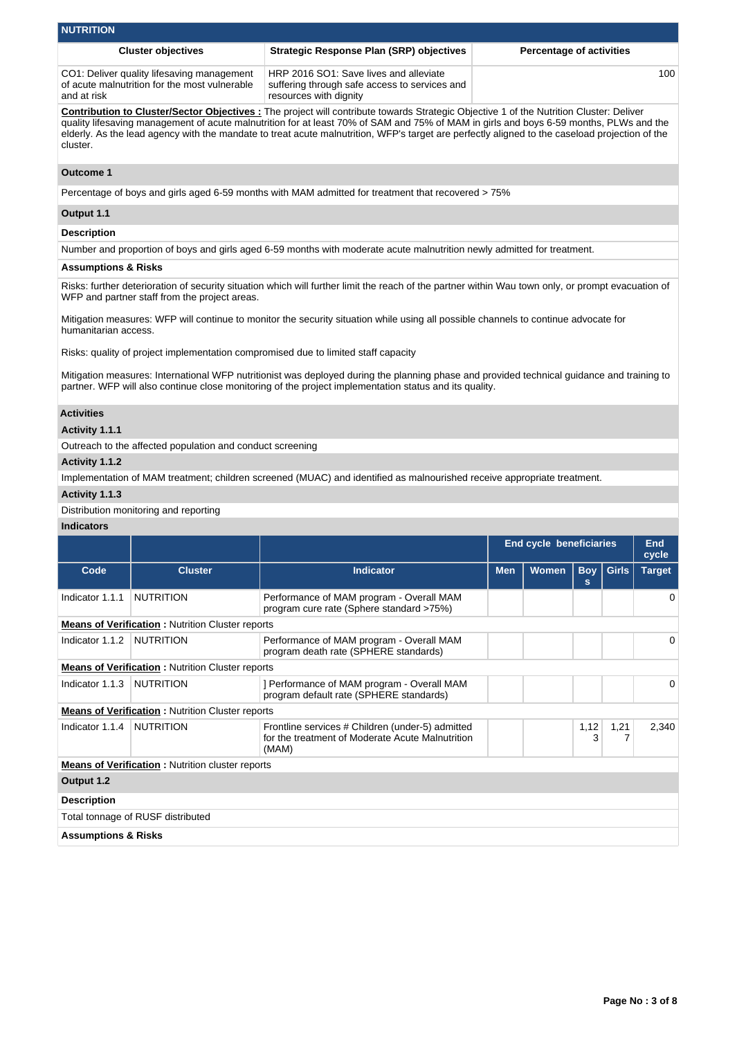## NUTRITION

| Cluster objectives | Strategic Response Plan (SRP) objectives | Percentage of activities |
|---|---|---|
| CO1: Deliver quality lifesaving management of acute malnutrition for the most vulnerable and at risk | HRP 2016 SO1: Save lives and alleviate suffering through safe access to services and resources with dignity | 100 |

**Contribution to Cluster/Sector Objectives :** The project will contribute towards Strategic Objective 1 of the Nutrition Cluster: Deliver quality lifesaving management of acute malnutrition for at least 70% of SAM and 75% of MAM in girls and boys 6-59 months, PLWs and the elderly. As the lead agency with the mandate to treat acute malnutrition, WFP's target are perfectly aligned to the caseload projection of the cluster.

### Outcome 1

Percentage of boys and girls aged 6-59 months with MAM admitted for treatment that recovered > 75%

### Output 1.1

**Description**

Number and proportion of boys and girls aged 6-59 months with moderate acute malnutrition newly admitted for treatment.

**Assumptions & Risks**

Risks: further deterioration of security situation which will further limit the reach of the partner within Wau town only, or prompt evacuation of WFP and partner staff from the project areas.

Mitigation measures: WFP will continue to monitor the security situation while using all possible channels to continue advocate for humanitarian access.

Risks: quality of project implementation compromised due to limited staff capacity

Mitigation measures: International WFP nutritionist was deployed during the planning phase and provided technical guidance and training to partner. WFP will also continue close monitoring of the project implementation status and its quality.

**Activities**

**Activity 1.1.1**

Outreach to the affected population and conduct screening

**Activity 1.1.2**

Implementation of MAM treatment; children screened (MUAC) and identified as malnourished receive appropriate treatment.

**Activity 1.1.3**

Distribution monitoring and reporting

**Indicators**

| | | | End cycle beneficiaries | | | | End cycle |
|---|---|---|---|---|---|---|---|
| **Code** | **Cluster** | **Indicator** | **Men** | **Women** | **Boys** | **Girls** | **Target** |
| Indicator 1.1.1 | NUTRITION | Performance of MAM program - Overall MAM program cure rate (Sphere standard >75%) | | | | | 0 |
| **Means of Verification :** Nutrition Cluster reports | | | | | | | |
| Indicator 1.1.2 | NUTRITION | Performance of MAM program - Overall MAM program death rate (SPHERE standards) | | | | | 0 |
| **Means of Verification :** Nutrition Cluster reports | | | | | | | |
| Indicator 1.1.3 | NUTRITION | ] Performance of MAM program - Overall MAM program default rate (SPHERE standards) | | | | | 0 |
| **Means of Verification :** Nutrition Cluster reports | | | | | | | |
| Indicator 1.1.4 | NUTRITION | Frontline services # Children (under-5) admitted for the treatment of Moderate Acute Malnutrition (MAM) | | | 1,123 | 1,217 | 2,340 |
| **Means of Verification :** Nutrition cluster reports | | | | | | | |

### Output 1.2

**Description**

Total tonnage of RUSF distributed

**Assumptions & Risks**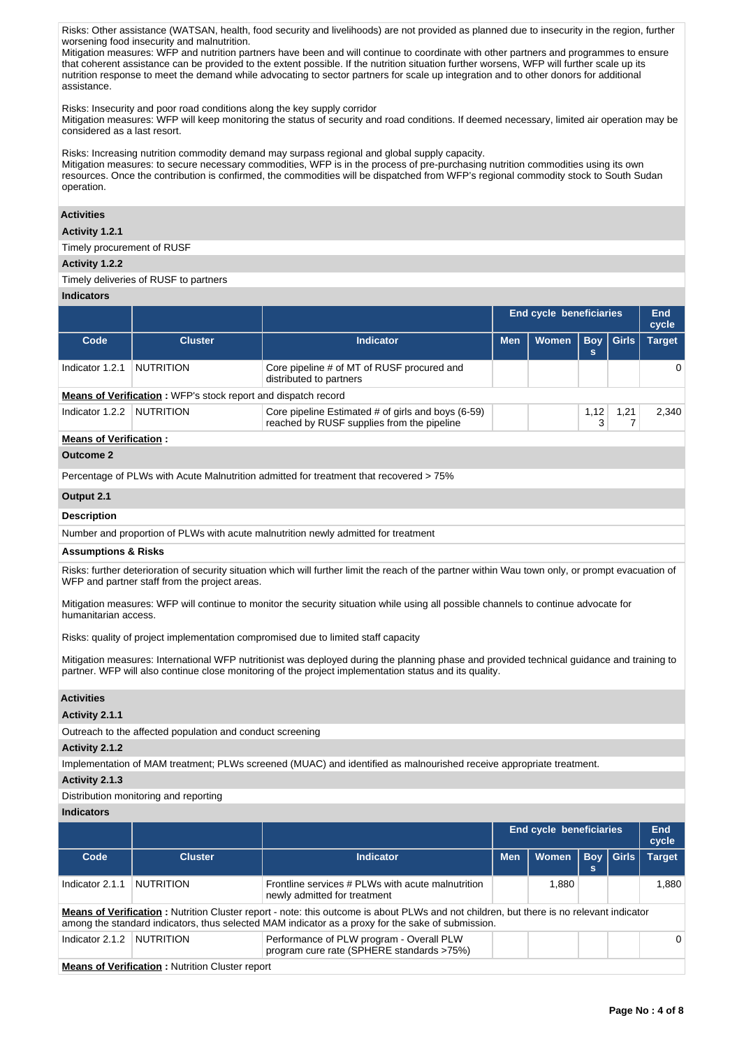Risks: Other assistance (WATSAN, health, food security and livelihoods) are not provided as planned due to insecurity in the region, further worsening food insecurity and malnutrition.
Mitigation measures: WFP and nutrition partners have been and will continue to coordinate with other partners and programmes to ensure that coherent assistance can be provided to the extent possible. If the nutrition situation further worsens, WFP will further scale up its nutrition response to meet the demand while advocating to sector partners for scale up integration and to other donors for additional assistance.

Risks: Insecurity and poor road conditions along the key supply corridor
Mitigation measures: WFP will keep monitoring the status of security and road conditions. If deemed necessary, limited air operation may be considered as a last resort.

Risks: Increasing nutrition commodity demand may surpass regional and global supply capacity.
Mitigation measures: to secure necessary commodities, WFP is in the process of pre-purchasing nutrition commodities using its own resources. Once the contribution is confirmed, the commodities will be dispatched from WFP's regional commodity stock to South Sudan operation.

**Activities**

**Activity 1.2.1**

Timely procurement of RUSF

**Activity 1.2.2**

Timely deliveries of RUSF to partners

**Indicators**

| | | | End cycle beneficiaries | | | | End cycle |
|---|---|---|---|---|---|---|---|
| Code | Cluster | Indicator | Men | Women | Boys | Girls | Target |
| Indicator 1.2.1 | NUTRITION | Core pipeline # of MT of RUSF procured and distributed to partners | | | | | 0 |
| **Means of Verification :** WFP's stock report and dispatch record | | | | | | | |
| Indicator 1.2.2 | NUTRITION | Core pipeline Estimated # of girls and boys (6-59) reached by RUSF supplies from the pipeline | | | 1,123 | 1,217 | 2,340 |
| **Means of Verification :** | | | | | | | |

**Outcome 2**

Percentage of PLWs with Acute Malnutrition admitted for treatment that recovered > 75%

**Output 2.1**

**Description**

Number and proportion of PLWs with acute malnutrition newly admitted for treatment

**Assumptions & Risks**

Risks: further deterioration of security situation which will further limit the reach of the partner within Wau town only, or prompt evacuation of WFP and partner staff from the project areas.

Mitigation measures: WFP will continue to monitor the security situation while using all possible channels to continue advocate for humanitarian access.

Risks: quality of project implementation compromised due to limited staff capacity

Mitigation measures: International WFP nutritionist was deployed during the planning phase and provided technical guidance and training to partner. WFP will also continue close monitoring of the project implementation status and its quality.

**Activities**

**Activity 2.1.1**

Outreach to the affected population and conduct screening

**Activity 2.1.2**

Implementation of MAM treatment; PLWs screened (MUAC) and identified as malnourished receive appropriate treatment.

**Activity 2.1.3**

Distribution monitoring and reporting

**Indicators**

| | | | End cycle beneficiaries | | | | End cycle |
|---|---|---|---|---|---|---|---|
| Code | Cluster | Indicator | Men | Women | Boys | Girls | Target |
| Indicator 2.1.1 | NUTRITION | Frontline services # PLWs with acute malnutrition newly admitted for treatment | | 1,880 | | | 1,880 |
| **Means of Verification :** Nutrition Cluster report - note: this outcome is about PLWs and not children, but there is no relevant indicator among the standard indicators, thus selected MAM indicator as a proxy for the sake of submission. | | | | | | | |
| Indicator 2.1.2 | NUTRITION | Performance of PLW program - Overall PLW program cure rate (SPHERE standards >75%) | | | | | 0 |
| **Means of Verification :** Nutrition Cluster report | | | | | | | |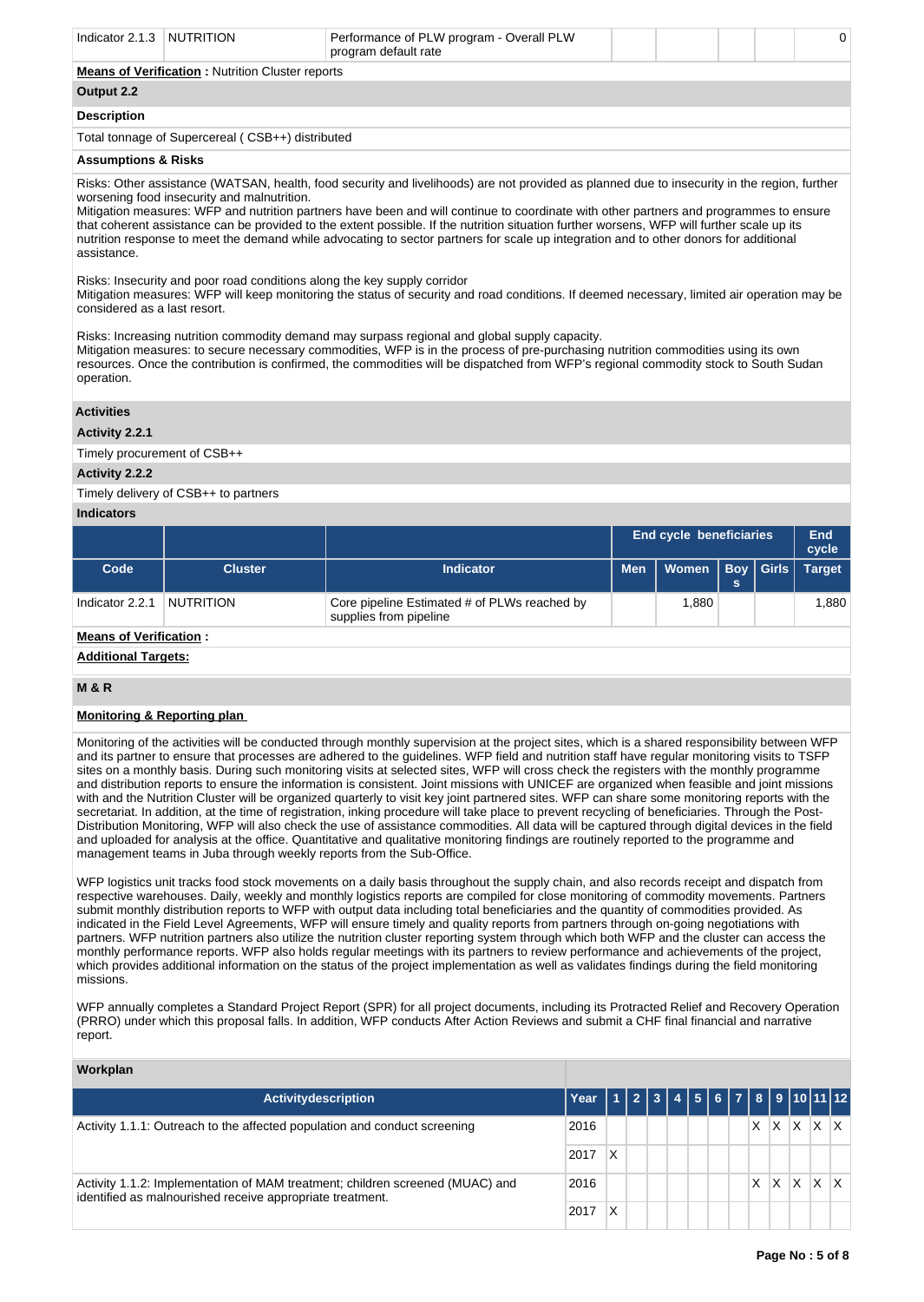| Indicator 2.1.3 | NUTRITION | Performance of PLW program - Overall PLW program default rate | | | | | 0 |
|---|---|---|---|---|---|---|---|

**Means of Verification :** Nutrition Cluster reports

**Output 2.2**

**Description**

Total tonnage of Supercereal ( CSB++) distributed

**Assumptions & Risks**

Risks: Other assistance (WATSAN, health, food security and livelihoods) are not provided as planned due to insecurity in the region, further worsening food insecurity and malnutrition.
Mitigation measures: WFP and nutrition partners have been and will continue to coordinate with other partners and programmes to ensure that coherent assistance can be provided to the extent possible. If the nutrition situation further worsens, WFP will further scale up its nutrition response to meet the demand while advocating to sector partners for scale up integration and to other donors for additional assistance.

Risks: Insecurity and poor road conditions along the key supply corridor
Mitigation measures: WFP will keep monitoring the status of security and road conditions. If deemed necessary, limited air operation may be considered as a last resort.

Risks: Increasing nutrition commodity demand may surpass regional and global supply capacity.
Mitigation measures: to secure necessary commodities, WFP is in the process of pre-purchasing nutrition commodities using its own resources. Once the contribution is confirmed, the commodities will be dispatched from WFP's regional commodity stock to South Sudan operation.

**Activities**

**Activity 2.2.1**

Timely procurement of CSB++

**Activity 2.2.2**

Timely delivery of CSB++ to partners

**Indicators**

| | | | End cycle beneficiaries | | | | End cycle |
|---|---|---|---|---|---|---|---|
| Code | Cluster | Indicator | Men | Women | Boys | Girls | Target |
| Indicator 2.2.1 | NUTRITION | Core pipeline Estimated # of PLWs reached by supplies from pipeline | | 1,880 | | | 1,880 |

**Means of Verification :**

**Additional Targets:**

**M & R**

**Monitoring & Reporting plan**

Monitoring of the activities will be conducted through monthly supervision at the project sites, which is a shared responsibility between WFP and its partner to ensure that processes are adhered to the guidelines. WFP field and nutrition staff have regular monitoring visits to TSFP sites on a monthly basis. During such monitoring visits at selected sites, WFP will cross check the registers with the monthly programme and distribution reports to ensure the information is consistent. Joint missions with UNICEF are organized when feasible and joint missions with and the Nutrition Cluster will be organized quarterly to visit key joint partnered sites. WFP can share some monitoring reports with the secretariat. In addition, at the time of registration, inking procedure will take place to prevent recycling of beneficiaries. Through the Post-Distribution Monitoring, WFP will also check the use of assistance commodities. All data will be captured through digital devices in the field and uploaded for analysis at the office. Quantitative and qualitative monitoring findings are routinely reported to the programme and management teams in Juba through weekly reports from the Sub-Office.

WFP logistics unit tracks food stock movements on a daily basis throughout the supply chain, and also records receipt and dispatch from respective warehouses. Daily, weekly and monthly logistics reports are compiled for close monitoring of commodity movements. Partners submit monthly distribution reports to WFP with output data including total beneficiaries and the quantity of commodities provided. As indicated in the Field Level Agreements, WFP will ensure timely and quality reports from partners through on-going negotiations with partners. WFP nutrition partners also utilize the nutrition cluster reporting system through which both WFP and the cluster can access the monthly performance reports. WFP also holds regular meetings with its partners to review performance and achievements of the project, which provides additional information on the status of the project implementation as well as validates findings during the field monitoring missions.

WFP annually completes a Standard Project Report (SPR) for all project documents, including its Protracted Relief and Recovery Operation (PRRO) under which this proposal falls. In addition, WFP conducts After Action Reviews and submit a CHF final financial and narrative report.

**Workplan**

| Activitydescription | Year | 1 | 2 | 3 | 4 | 5 | 6 | 7 | 8 | 9 | 10 | 11 | 12 |
|---|---|---|---|---|---|---|---|---|---|---|---|---|---|
| Activity 1.1.1: Outreach to the affected population and conduct screening | 2016 | | | | | | | | X | X | X | X | X |
| | 2017 | X | | | | | | | | | | | |
| Activity 1.1.2: Implementation of MAM treatment; children screened (MUAC) and identified as malnourished receive appropriate treatment. | 2016 | | | | | | | | X | X | X | X | X |
| | 2017 | X | | | | | | | | | | | |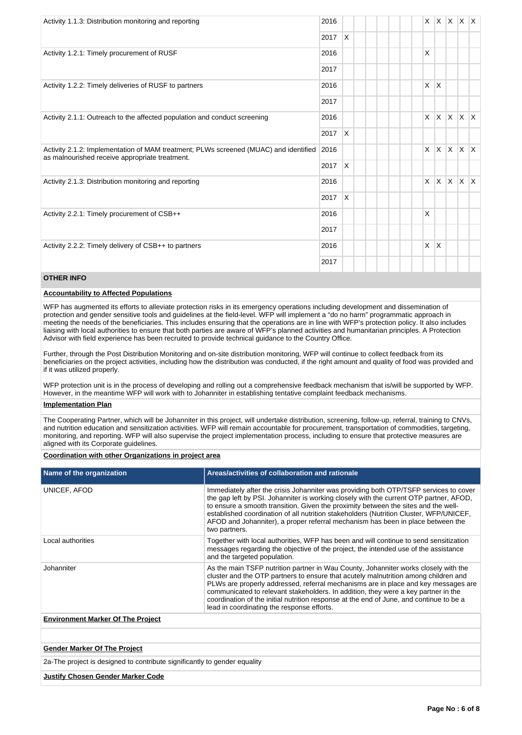| Activity | Year | 1 | 2 | 3 | 4 | 5 | 6 | 7 | 8 | 9 | 10 | 11 | 12 |
|---|---|---|---|---|---|---|---|---|---|---|---|---|---|
| Activity 1.1.3: Distribution monitoring and reporting | 2016 | | | | | | | | X | X | X | X | X |
| | 2017 | X | | | | | | | | | | | |
| Activity 1.2.1: Timely procurement of RUSF | 2016 | | | | | | | | X | | | | |
| | 2017 | | | | | | | | | | | | |
| Activity 1.2.2: Timely deliveries of RUSF to partners | 2016 | | | | | | | | X | X | | | |
| | 2017 | | | | | | | | | | | | |
| Activity 2.1.1: Outreach to the affected population and conduct screening | 2016 | | | | | | | | X | X | X | X | X |
| | 2017 | X | | | | | | | | | | | |
| Activity 2.1.2: Implementation of MAM treatment; PLWs screened (MUAC) and identified as malnourished receive appropriate treatment. | 2016 | | | | | | | | X | X | X | X | X |
| | 2017 | X | | | | | | | | | | | |
| Activity 2.1.3: Distribution monitoring and reporting | 2016 | | | | | | | | X | X | X | X | X |
| | 2017 | X | | | | | | | | | | | |
| Activity 2.2.1: Timely procurement of CSB++ | 2016 | | | | | | | | X | | | | |
| | 2017 | | | | | | | | | | | | |
| Activity 2.2.2: Timely delivery of CSB++ to partners | 2016 | | | | | | | | X | X | | | |
| | 2017 | | | | | | | | | | | | |

## OTHER INFO

**Accountability to Affected Populations**

WFP has augmented its efforts to alleviate protection risks in its emergency operations including development and dissemination of protection and gender sensitive tools and guidelines at the field-level. WFP will implement a "do no harm" programmatic approach in meeting the needs of the beneficiaries. This includes ensuring that the operations are in line with WFP's protection policy. It also includes liaising with local authorities to ensure that both parties are aware of WFP's planned activities and humanitarian principles. A Protection Advisor with field experience has been recruited to provide technical guidance to the Country Office.

Further, through the Post Distribution Monitoring and on-site distribution monitoring, WFP will continue to collect feedback from its beneficiaries on the project activities, including how the distribution was conducted, if the right amount and quality of food was provided and if it was utilized properly.

WFP protection unit is in the process of developing and rolling out a comprehensive feedback mechanism that is/will be supported by WFP. However, in the meantime WFP will work with to Johanniter in establishing tentative complaint feedback mechanisms.

**Implementation Plan**

The Cooperating Partner, which will be Johanniter in this project, will undertake distribution, screening, follow-up, referral, training to CNVs, and nutrition education and sensitization activities. WFP will remain accountable for procurement, transportation of commodities, targeting, monitoring, and reporting. WFP will also supervise the project implementation process, including to ensure that protective measures are aligned with its Corporate guidelines.

**Coordination with other Organizations in project area**

| Name of the organization | Areas/activities of collaboration and rationale |
|---|---|
| UNICEF, AFOD | Immediately after the crisis Johanniter was providing both OTP/TSFP services to cover the gap left by PSI. Johanniter is working closely with the current OTP partner, AFOD, to ensure a smooth transition. Given the proximity between the sites and the well-established coordination of all nutrition stakeholders (Nutrition Cluster, WFP/UNICEF, AFOD and Johanniter), a proper referral mechanism has been in place between the two partners. |
| Local authorities | Together with local authorities, WFP has been and will continue to send sensitization messages regarding the objective of the project, the intended use of the assistance and the targeted population. |
| Johanniter | As the main TSFP nutrition partner in Wau County, Johanniter works closely with the cluster and the OTP partners to ensure that acutely malnutrition among children and PLWs are properly addressed, referral mechanisms are in place and key messages are communicated to relevant stakeholders. In addition, they were a key partner in the coordination of the initial nutrition response at the end of June, and continue to be a lead in coordinating the response efforts. |

**Environment Marker Of The Project**

**Gender Marker Of The Project**

2a-The project is designed to contribute significantly to gender equality

**Justify Chosen Gender Marker Code**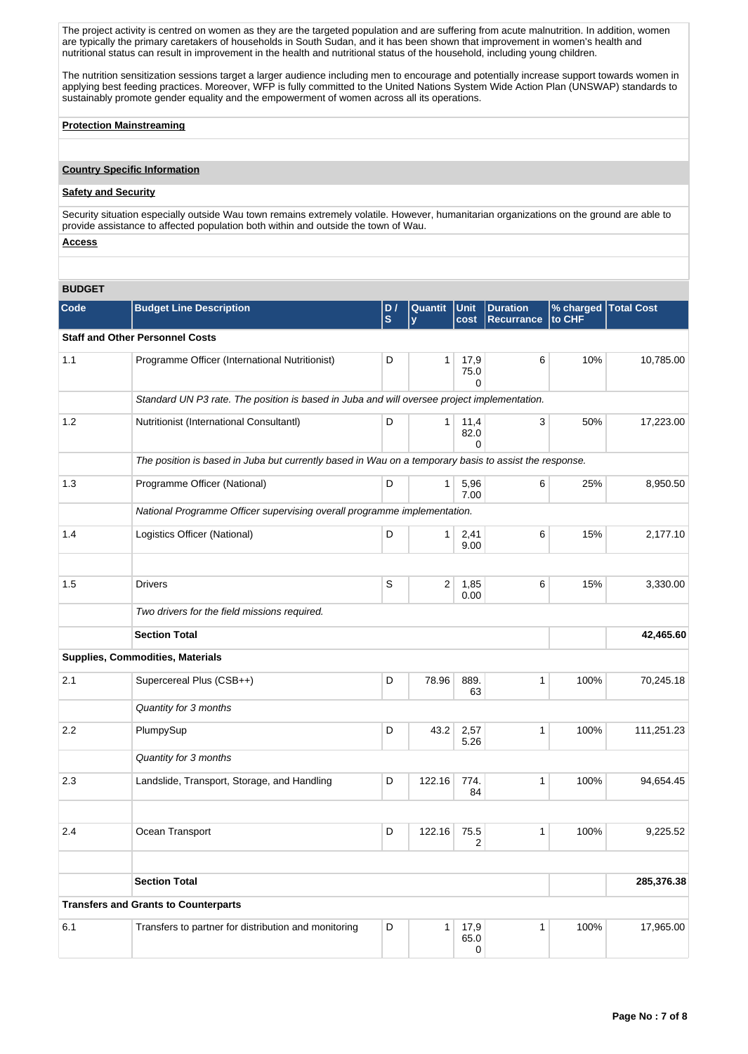The project activity is centred on women as they are the targeted population and are suffering from acute malnutrition. In addition, women are typically the primary caretakers of households in South Sudan, and it has been shown that improvement in women's health and nutritional status can result in improvement in the health and nutritional status of the household, including young children.

The nutrition sensitization sessions target a larger audience including men to encourage and potentially increase support towards women in applying best feeding practices. Moreover, WFP is fully committed to the United Nations System Wide Action Plan (UNSWAP) standards to sustainably promote gender equality and the empowerment of women across all its operations.

**Protection Mainstreaming**

**Country Specific Information**

**Safety and Security**

Security situation especially outside Wau town remains extremely volatile. However, humanitarian organizations on the ground are able to provide assistance to affected population both within and outside the town of Wau.

**Access**

## BUDGET

| Code | Budget Line Description | D / S | Quantity | Unit cost | Duration Recurrance | % charged to CHF | Total Cost |
|---|---|---|---|---|---|---|---|
| **Staff and Other Personnel Costs** | | | | | | | |
| 1.1 | Programme Officer (International Nutritionist) | D | 1 | 17,975.00 | 6 | 10% | 10,785.00 |
| | *Standard UN P3 rate. The position is based in Juba and will oversee project implementation.* | | | | | | |
| 1.2 | Nutritionist (International Consultantl) | D | 1 | 11,482.00 | 3 | 50% | 17,223.00 |
| | *The position is based in Juba but currently based in Wau on a temporary basis to assist the response.* | | | | | | |
| 1.3 | Programme Officer (National) | D | 1 | 5,967.00 | 6 | 25% | 8,950.50 |
| | *National Programme Officer supervising overall programme implementation.* | | | | | | |
| 1.4 | Logistics Officer (National) | D | 1 | 2,419.00 | 6 | 15% | 2,177.10 |
| | | | | | | | |
| 1.5 | Drivers | S | 2 | 1,850.00 | 6 | 15% | 3,330.00 |
| | *Two drivers for the field missions required.* | | | | | | |
| | **Section Total** | | | | | | **42,465.60** |
| **Supplies, Commodities, Materials** | | | | | | | |
| 2.1 | Supercereal Plus (CSB++) | D | 78.96 | 889.63 | 1 | 100% | 70,245.18 |
| | *Quantity for 3 months* | | | | | | |
| 2.2 | PlumpySup | D | 43.2 | 2,575.26 | 1 | 100% | 111,251.23 |
| | *Quantity for 3 months* | | | | | | |
| 2.3 | Landslide, Transport, Storage, and Handling | D | 122.16 | 774.84 | 1 | 100% | 94,654.45 |
| | | | | | | | |
| 2.4 | Ocean Transport | D | 122.16 | 75.52 | 1 | 100% | 9,225.52 |
| | | | | | | | |
| | **Section Total** | | | | | | **285,376.38** |
| **Transfers and Grants to Counterparts** | | | | | | | |
| 6.1 | Transfers to partner for distribution and monitoring | D | 1 | 17,965.00 | 1 | 100% | 17,965.00 |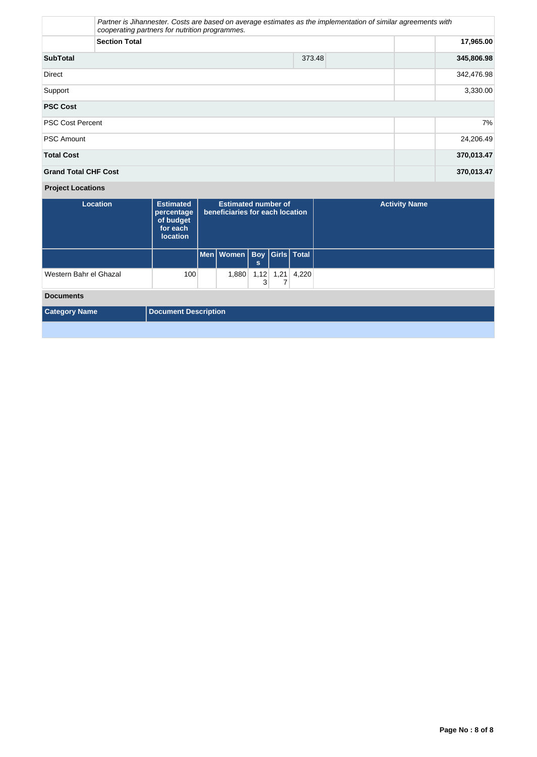| | | | | | |
|---|---|---|---|---|---|
| | *Partner is Jihannester. Costs are based on average estimates as the implementation of similar agreements with cooperating partners for nutrition programmes.* | | | | |
| | **Section Total** | | | | **17,965.00** |
| **SubTotal** | | 373.48 | | | **345,806.98** |
| Direct | | | | | 342,476.98 |
| Support | | | | | 3,330.00 |
| **PSC Cost** | | | | | |
| PSC Cost Percent | | | | | 7% |
| PSC Amount | | | | | 24,206.49 |
| **Total Cost** | | | | | **370,013.47** |
| **Grand Total CHF Cost** | | | | | **370,013.47** |

**Project Locations**

| Location | Estimated percentage of budget for each location | Estimated number of beneficiaries for each location | | | | | Activity Name |
|---|---|---|---|---|---|---|---|
| | | Men | Women | Boys | Girls | Total | |
| Western Bahr el Ghazal | 100 | | 1,880 | 1,123 | 1,217 | 4,220 | |

**Documents**

| Category Name | Document Description |
|---|---|
| | |